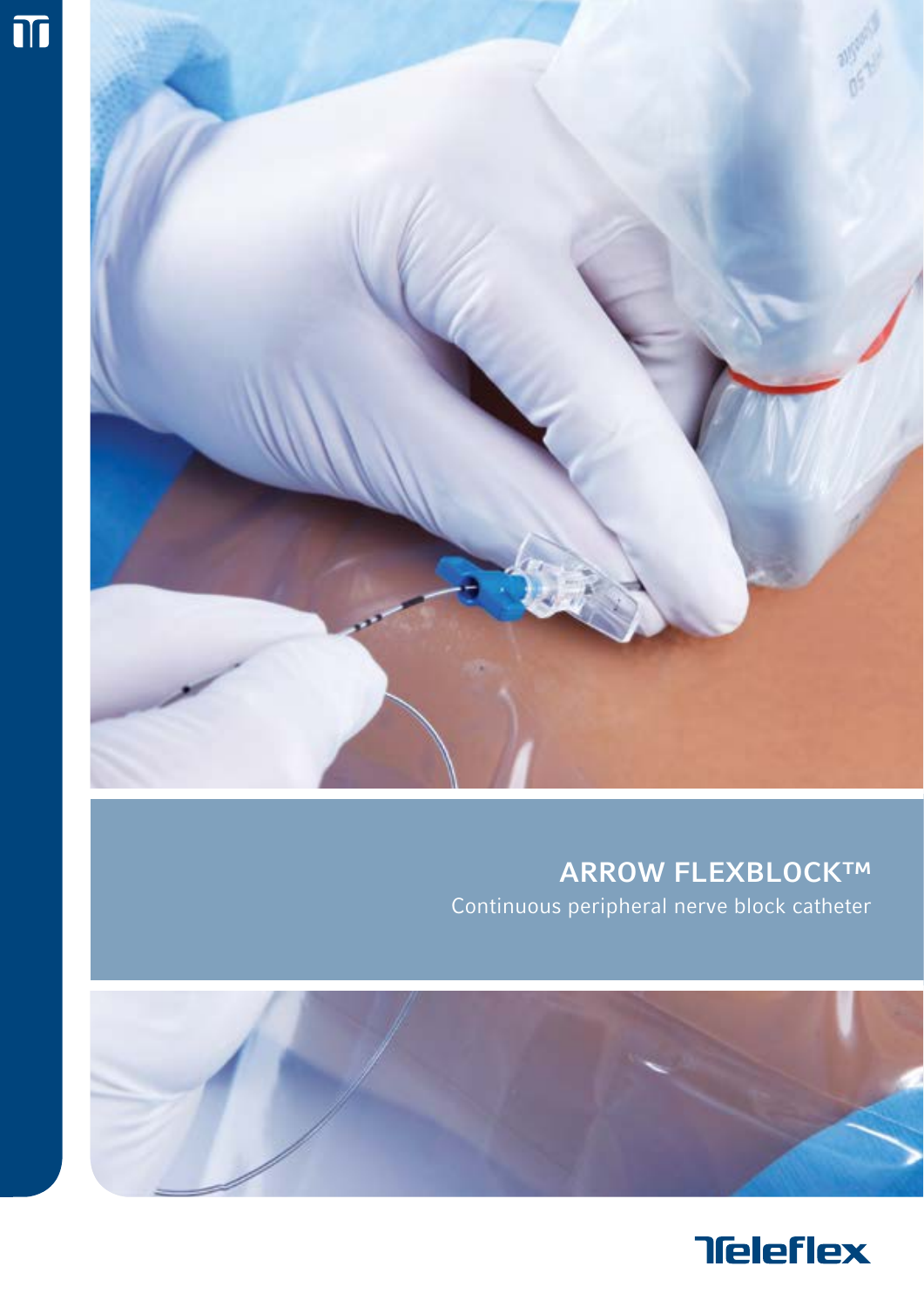# ARROW FLEXBLOCK™

Continuous peripheral nerve block catheter

Teleflex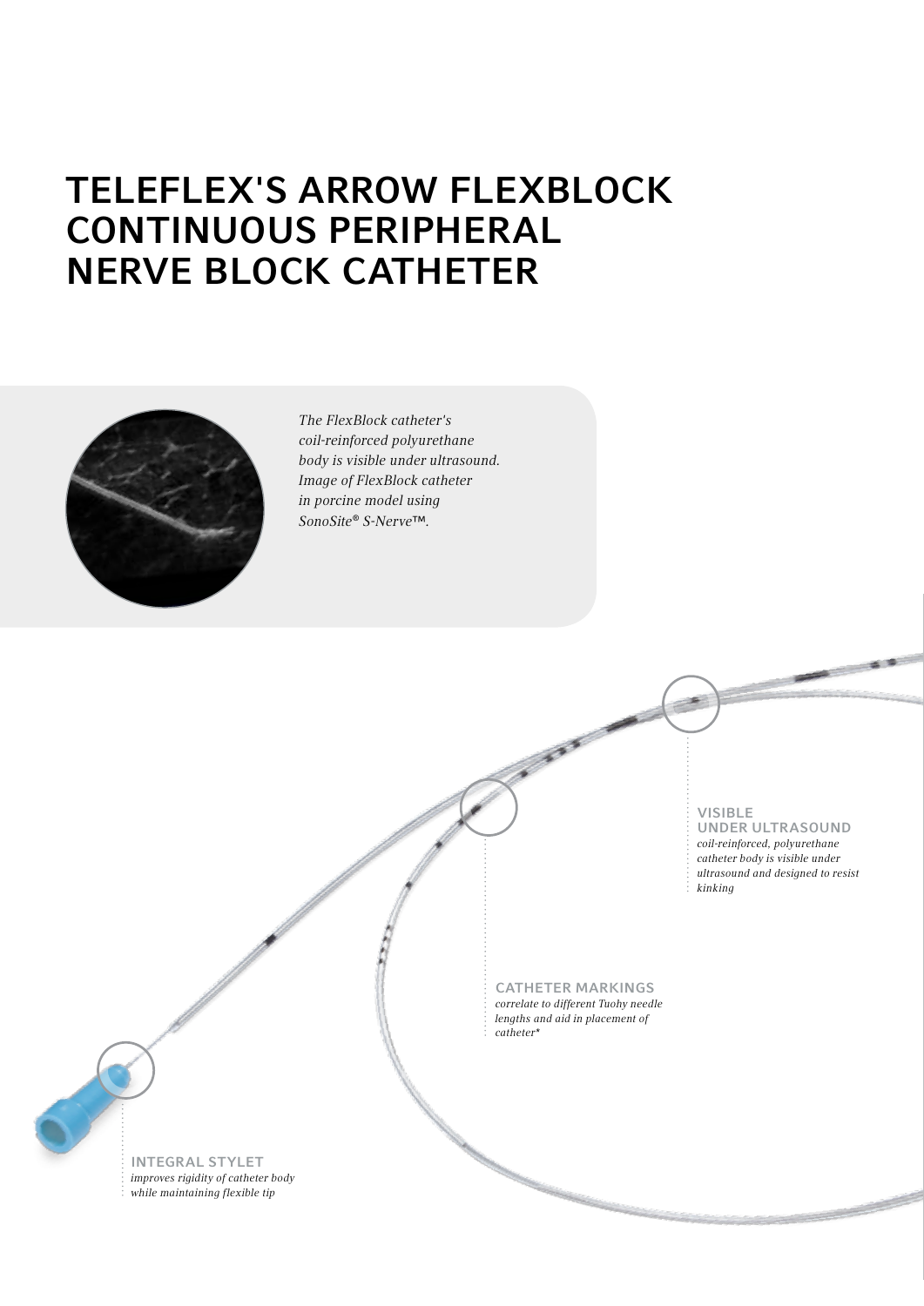# TELEFLEX'S ARROW FLEXBLOCK CONTINUOUS PERIPHERAL NERVE BLOCK CATHETER

*The FlexBlock catheter's coil-reinforced polyurethane body is visible under ultrasound. Image of FlexBlock catheter in porcine model using SonoSite® S-Nerve™.*

**VISIBLE UNDER ULTRASOUND**
*coil-reinforced, polyurethane catheter body is visible under ultrasound and designed to resist kinking*

**CATHETER MARKINGS**
*correlate to different Tuohy needle lengths and aid in placement of catheter**

**INTEGRAL STYLET**
*improves rigidity of catheter body while maintaining flexible tip*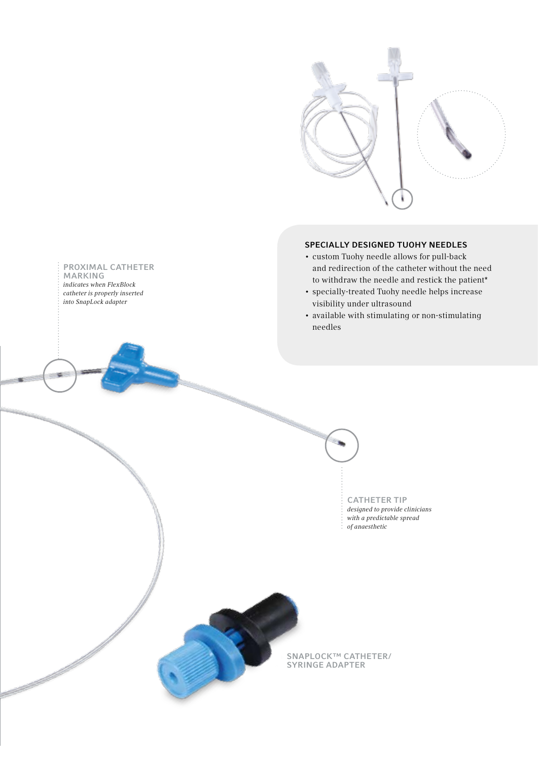### SPECIALLY DESIGNED TUOHY NEEDLES

- custom Tuohy needle allows for pull-back and redirection of the catheter without the need to withdraw the needle and restick the patient*
- specially-treated Tuohy needle helps increase visibility under ultrasound
- available with stimulating or non-stimulating needles

**PROXIMAL CATHETER MARKING**
*indicates when FlexBlock catheter is properly inserted into SnapLock adapter*

**CATHETER TIP**
*designed to provide clinicians with a predictable spread of anaesthetic*

**SNAPLOCK™ CATHETER/ SYRINGE ADAPTER**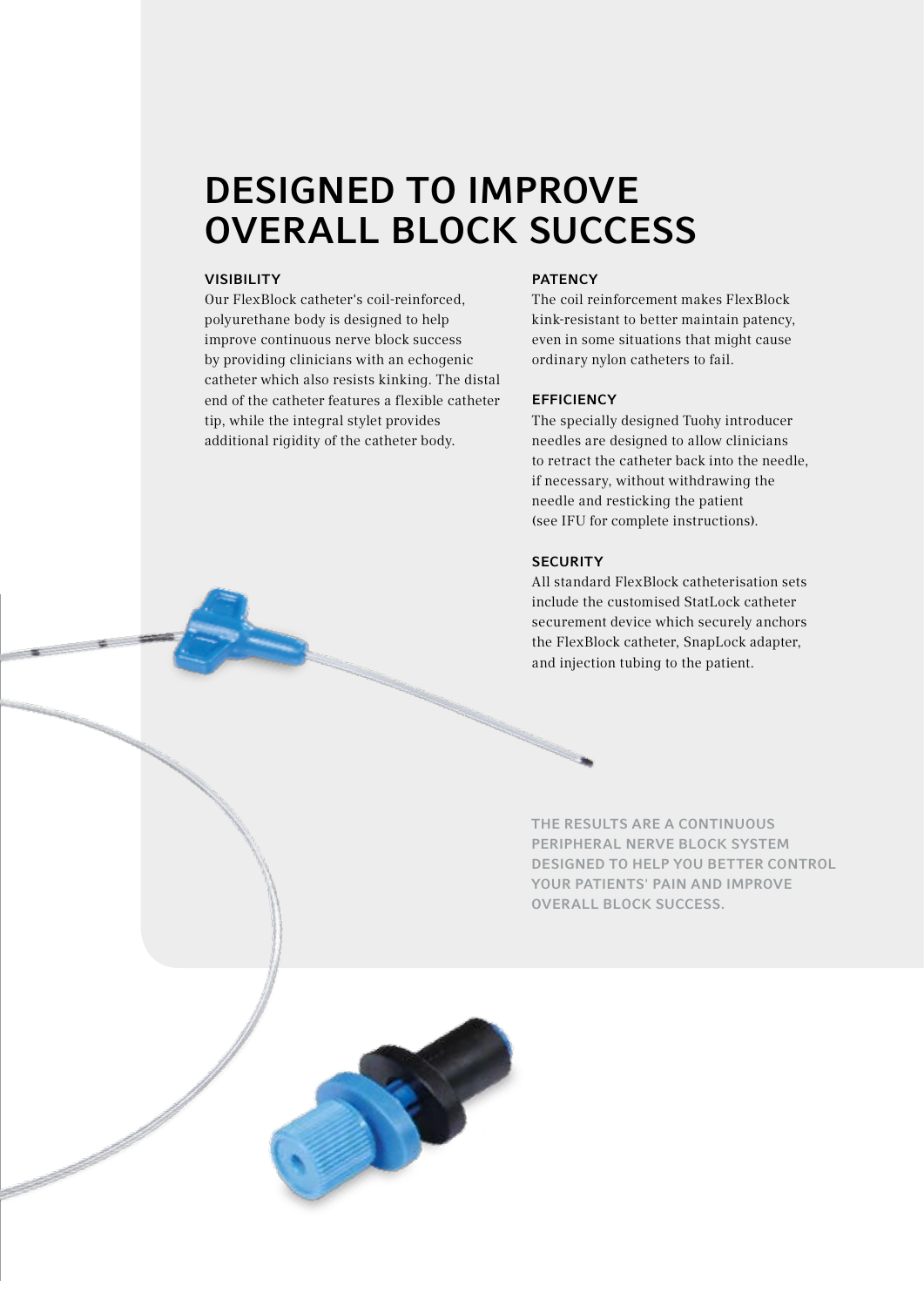# DESIGNED TO IMPROVE OVERALL BLOCK SUCCESS

### VISIBILITY

Our FlexBlock catheter's coil-reinforced, polyurethane body is designed to help improve continuous nerve block success by providing clinicians with an echogenic catheter which also resists kinking. The distal end of the catheter features a flexible catheter tip, while the integral stylet provides additional rigidity of the catheter body.

### PATENCY

The coil reinforcement makes FlexBlock kink-resistant to better maintain patency, even in some situations that might cause ordinary nylon catheters to fail.

### EFFICIENCY

The specially designed Tuohy introducer needles are designed to allow clinicians to retract the catheter back into the needle, if necessary, without withdrawing the needle and resticking the patient (see IFU for complete instructions).

### SECURITY

All standard FlexBlock catheterisation sets include the customised StatLock catheter securement device which securely anchors the FlexBlock catheter, SnapLock adapter, and injection tubing to the patient.

**THE RESULTS ARE A CONTINUOUS PERIPHERAL NERVE BLOCK SYSTEM DESIGNED TO HELP YOU BETTER CONTROL YOUR PATIENTS' PAIN AND IMPROVE OVERALL BLOCK SUCCESS.**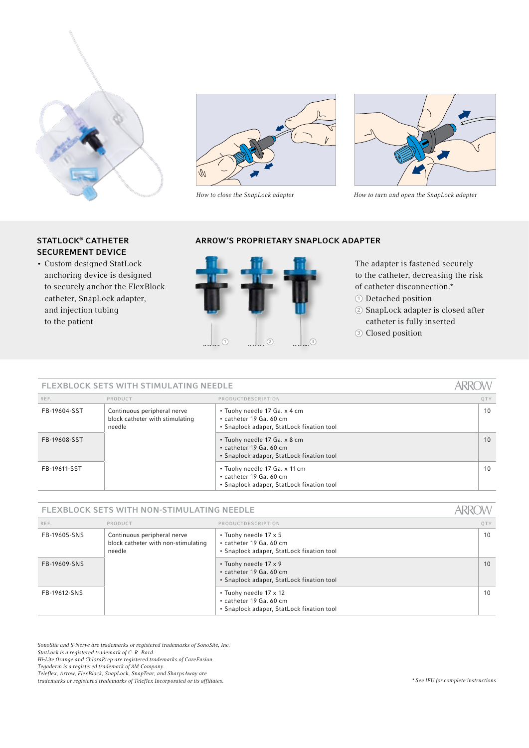*How to close the SnapLock adapter*

*How to turn and open the SnapLock adapter*

### STATLOCK® CATHETER SECUREMENT DEVICE

- Custom designed StatLock anchoring device is designed to securely anchor the FlexBlock catheter, SnapLock adapter, and injection tubing to the patient

### ARROW'S PROPRIETARY SNAPLOCK ADAPTER

The adapter is fastened securely to the catheter, decreasing the risk of catheter disconnection.*

① Detached position
② SnapLock adapter is closed after catheter is fully inserted
③ Closed position

## FLEXBLOCK SETS WITH STIMULATING NEEDLE

ARROW

| REF. | PRODUCT | PRODUCTDESCRIPTION | QTY |
|---|---|---|---|
| FB-19604-SST | Continuous peripheral nerve block catheter with stimulating needle | • Tuohy needle 17 Ga. x 4 cm<br>• catheter 19 Ga. 60 cm<br>• Snaplock adaper, StatLock fixation tool | 10 |
| FB-19608-SST | | • Tuohy needle 17 Ga. x 8 cm<br>• catheter 19 Ga. 60 cm<br>• Snaplock adaper, StatLock fixation tool | 10 |
| FB-19611-SST | | • Tuohy needle 17 Ga. x 11 cm<br>• catheter 19 Ga. 60 cm<br>• Snaplock adaper, StatLock fixation tool | 10 |

## FLEXBLOCK SETS WITH NON-STIMULATING NEEDLE

ARROW

| REF. | PRODUCT | PRODUCTDESCRIPTION | QTY |
|---|---|---|---|
| FB-19605-SNS | Continuous peripheral nerve block catheter with non-stimulating needle | • Tuohy needle 17 x 5<br>• catheter 19 Ga. 60 cm<br>• Snaplock adaper, StatLock fixation tool | 10 |
| FB-19609-SNS | | • Tuohy needle 17 x 9<br>• catheter 19 Ga. 60 cm<br>• Snaplock adaper, StatLock fixation tool | 10 |
| FB-19612-SNS | | • Tuohy needle 17 x 12<br>• catheter 19 Ga. 60 cm<br>• Snaplock adaper, StatLock fixation tool | 10 |

*SonoSite and S-Nerve are trademarks or registered trademarks of SonoSite, Inc.*
*StatLock is a registered trademark of C. R. Bard.*
*Hi-Lite Orange and ChloraPrep are registered trademarks of CareFusion.*
*Tegaderm is a registered trademark of 3M Company.*
*Teleflex, Arrow, FlexBlock, SnapLock, SnapTear, and SharpsAway are trademarks or registered trademarks of Teleflex Incorporated or its affiliates.*

*\* See IFU for complete instructions*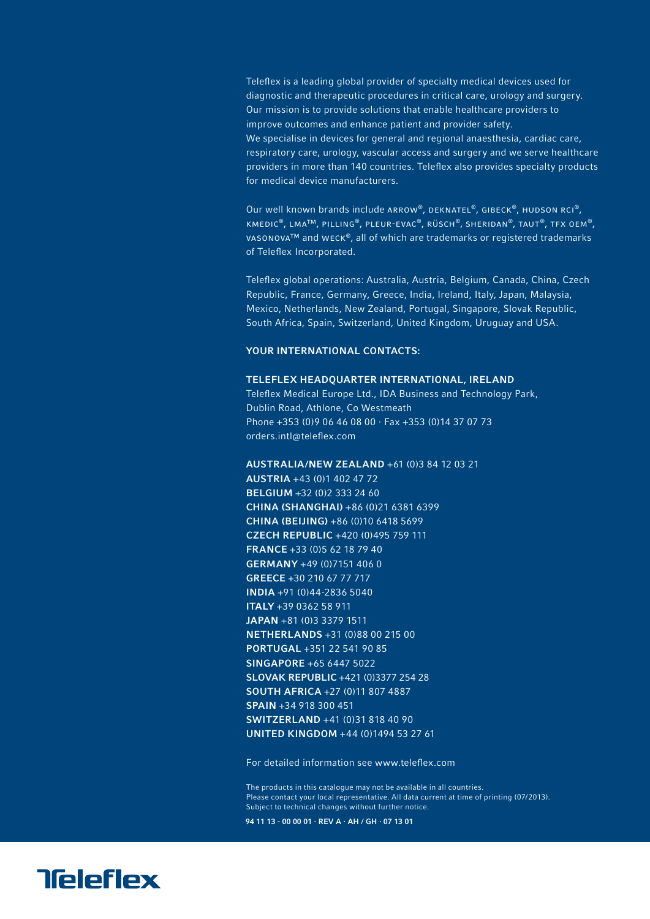Teleflex is a leading global provider of specialty medical devices used for diagnostic and therapeutic procedures in critical care, urology and surgery. Our mission is to provide solutions that enable healthcare providers to improve outcomes and enhance patient and provider safety.
We specialise in devices for general and regional anaesthesia, cardiac care, respiratory care, urology, vascular access and surgery and we serve healthcare providers in more than 140 countries. Teleflex also provides specialty products for medical device manufacturers.

Our well known brands include ARROW®, DEKNATEL®, GIBECK®, HUDSON RCI®, KMEDIC®, LMA™, PILLING®, PLEUR-EVAC®, RÜSCH®, SHERIDAN®, TAUT®, TFX OEM®, VASONOVA™ and WECK®, all of which are trademarks or registered trademarks of Teleflex Incorporated.

Teleflex global operations: Australia, Austria, Belgium, Canada, China, Czech Republic, France, Germany, Greece, India, Ireland, Italy, Japan, Malaysia, Mexico, Netherlands, New Zealand, Portugal, Singapore, Slovak Republic, South Africa, Spain, Switzerland, United Kingdom, Uruguay and USA.

**YOUR INTERNATIONAL CONTACTS:**

**TELEFLEX HEADQUARTER INTERNATIONAL, IRELAND**
Teleflex Medical Europe Ltd., IDA Business and Technology Park, Dublin Road, Athlone, Co Westmeath
Phone +353 (0)9 06 46 08 00 · Fax +353 (0)14 37 07 73
orders.intl@teleflex.com

**AUSTRALIA/NEW ZEALAND** +61 (0)3 84 12 03 21
**AUSTRIA** +43 (0)1 402 47 72
**BELGIUM** +32 (0)2 333 24 60
**CHINA (SHANGHAI)** +86 (0)21 6381 6399
**CHINA (BEIJING)** +86 (0)10 6418 5699
**CZECH REPUBLIC** +420 (0)495 759 111
**FRANCE** +33 (0)5 62 18 79 40
**GERMANY** +49 (0)7151 406 0
**GREECE** +30 210 67 77 717
**INDIA** +91 (0)44-2836 5040
**ITALY** +39 0362 58 911
**JAPAN** +81 (0)3 3379 1511
**NETHERLANDS** +31 (0)88 00 215 00
**PORTUGAL** +351 22 541 90 85
**SINGAPORE** +65 6447 5022
**SLOVAK REPUBLIC** +421 (0)3377 254 28
**SOUTH AFRICA** +27 (0)11 807 4887
**SPAIN** +34 918 300 451
**SWITZERLAND** +41 (0)31 818 40 90
**UNITED KINGDOM** +44 (0)1494 53 27 61

For detailed information see www.teleflex.com

The products in this catalogue may not be available in all countries.
Please contact your local representative. All data current at time of printing (07/2013).
Subject to technical changes without further notice.

**94 11 13 - 00 00 01 · REV A · AH / GH · 07 13 01**

Teleflex